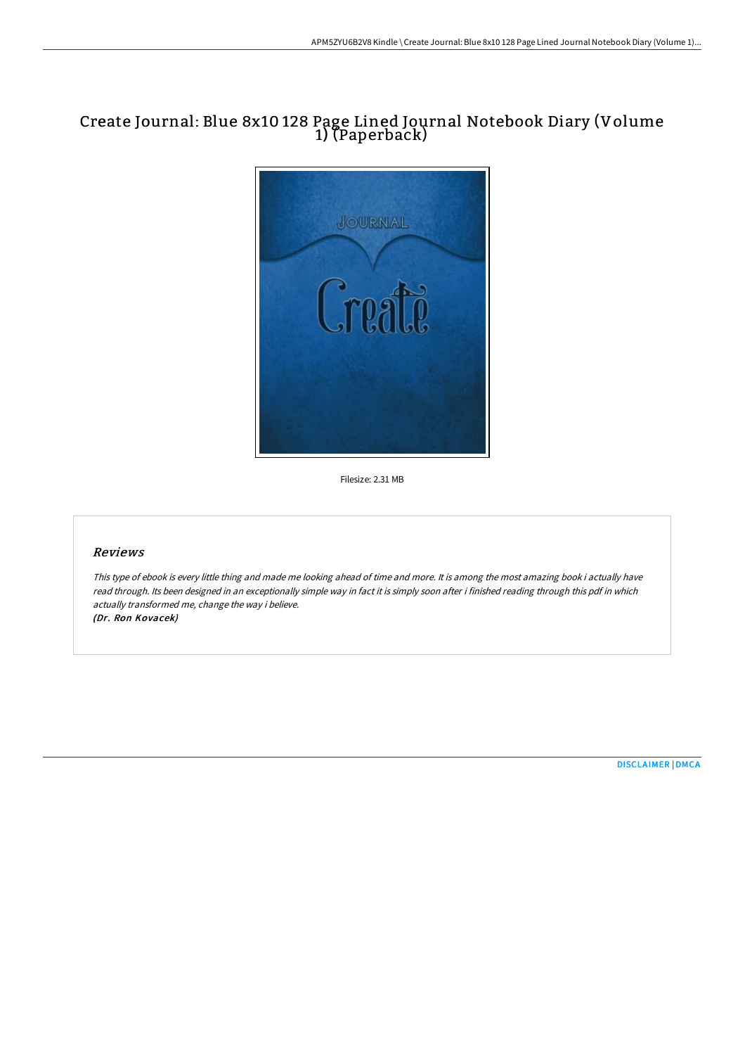# Create Journal: Blue 8x10 128 Page Lined Journal Notebook Diary (Volume 1) (Paperback)

Filesize: 2.31 MB

## *Reviews*

*This type of ebook is every little thing and made me looking ahead of time and more. It is among the most amazing book i actually have read through. Its been designed in an exceptionally simple way in fact it is simply soon after i finished reading through this pdf in which actually transformed me, change the way i believe.*
***(Dr. Ron Kovacek)***

DISCLAIMER | DMCA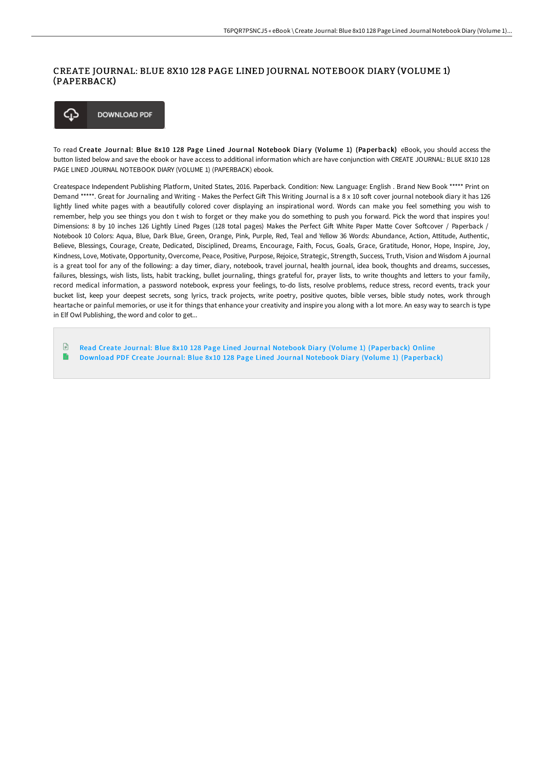# CREATE JOURNAL: BLUE 8X10 128 PAGE LINED JOURNAL NOTEBOOK DIARY (VOLUME 1) (PAPERBACK)

DOWNLOAD PDF

To read **Create Journal: Blue 8x10 128 Page Lined Journal Notebook Diary (Volume 1) (Paperback)** eBook, you should access the button listed below and save the ebook or have access to additional information which are have conjunction with CREATE JOURNAL: BLUE 8X10 128 PAGE LINED JOURNAL NOTEBOOK DIARY (VOLUME 1) (PAPERBACK) ebook.

Createspace Independent Publishing Platform, United States, 2016. Paperback. Condition: New. Language: English . Brand New Book ***** Print on Demand *****. Great for Journaling and Writing - Makes the Perfect Gift This Writing Journal is a 8 x 10 soft cover journal notebook diary it has 126 lightly lined white pages with a beautifully colored cover displaying an inspirational word. Words can make you feel something you wish to remember, help you see things you don t wish to forget or they make you do something to push you forward. Pick the word that inspires you! Dimensions: 8 by 10 inches 126 Lightly Lined Pages (128 total pages) Makes the Perfect Gift White Paper Matte Cover Softcover / Paperback / Notebook 10 Colors: Aqua, Blue, Dark Blue, Green, Orange, Pink, Purple, Red, Teal and Yellow 36 Words: Abundance, Action, Attitude, Authentic, Believe, Blessings, Courage, Create, Dedicated, Disciplined, Dreams, Encourage, Faith, Focus, Goals, Grace, Gratitude, Honor, Hope, Inspire, Joy, Kindness, Love, Motivate, Opportunity, Overcome, Peace, Positive, Purpose, Rejoice, Strategic, Strength, Success, Truth, Vision and Wisdom A journal is a great tool for any of the following: a day timer, diary, notebook, travel journal, health journal, idea book, thoughts and dreams, successes, failures, blessings, wish lists, lists, habit tracking, bullet journaling, things grateful for, prayer lists, to write thoughts and letters to your family, record medical information, a password notebook, express your feelings, to-do lists, resolve problems, reduce stress, record events, track your bucket list, keep your deepest secrets, song lyrics, track projects, write poetry, positive quotes, bible verses, bible study notes, work through heartache or painful memories, or use it for things that enhance your creativity and inspire you along with a lot more. An easy way to search is type in Elf Owl Publishing, the word and color to get...

- Read Create Journal: Blue 8x10 128 Page Lined Journal Notebook Diary (Volume 1) (Paperback) Online
- Download PDF Create Journal: Blue 8x10 128 Page Lined Journal Notebook Diary (Volume 1) (Paperback)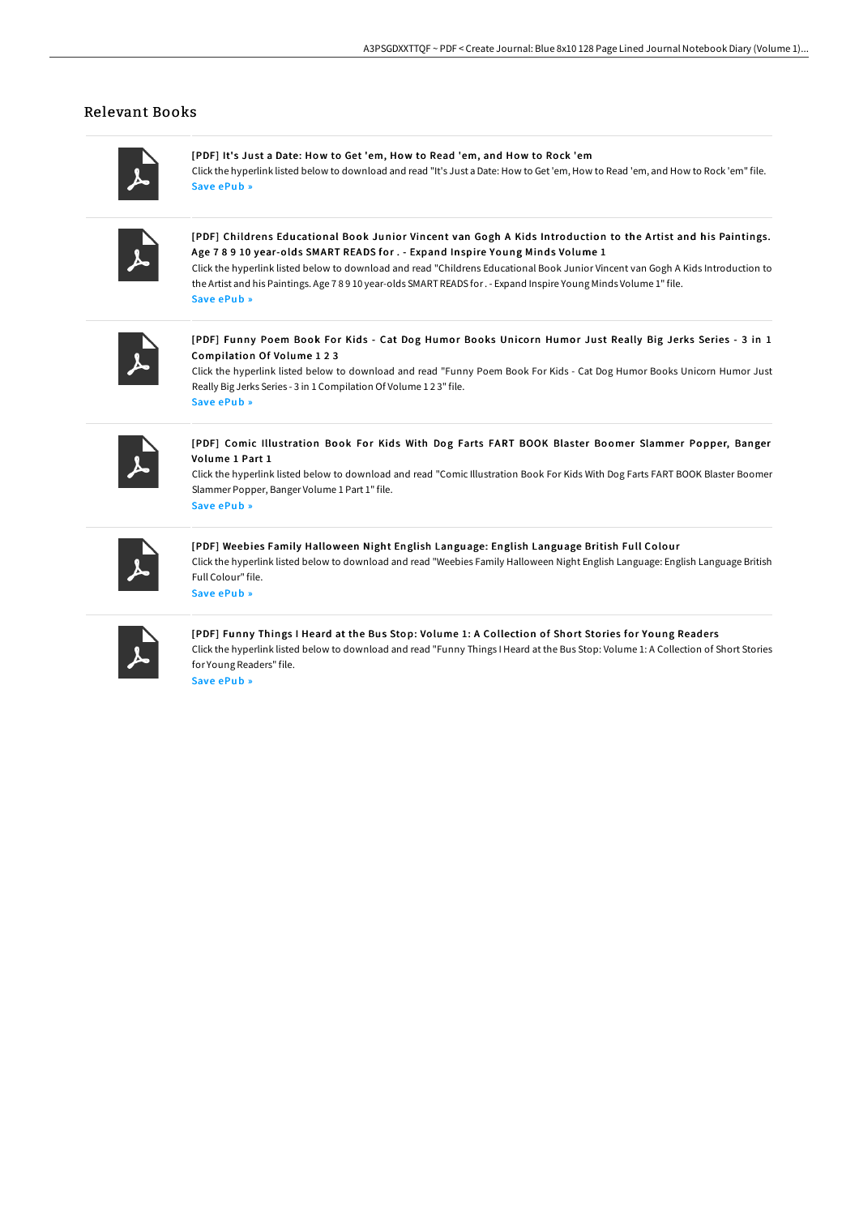## Relevant Books

[PDF] It's Just a Date: How to Get 'em, How to Read 'em, and How to Rock 'em

Click the hyperlink listed below to download and read "It's Just a Date: How to Get 'em, How to Read 'em, and How to Rock 'em" file.

Save ePub »

[PDF] Childrens Educational Book Junior Vincent van Gogh A Kids Introduction to the Artist and his Paintings. Age 7 8 9 10 year-olds SMART READS for . - Expand Inspire Young Minds Volume 1

Click the hyperlink listed below to download and read "Childrens Educational Book Junior Vincent van Gogh A Kids Introduction to the Artist and his Paintings. Age 7 8 9 10 year-olds SMART READS for . - Expand Inspire Young Minds Volume 1" file.

Save ePub »

[PDF] Funny Poem Book For Kids - Cat Dog Humor Books Unicorn Humor Just Really Big Jerks Series - 3 in 1 Compilation Of Volume 1 2 3

Click the hyperlink listed below to download and read "Funny Poem Book For Kids - Cat Dog Humor Books Unicorn Humor Just Really Big Jerks Series - 3 in 1 Compilation Of Volume 1 2 3" file.

Save ePub »

[PDF] Comic Illustration Book For Kids With Dog Farts FART BOOK Blaster Boomer Slammer Popper, Banger Volume 1 Part 1

Click the hyperlink listed below to download and read "Comic Illustration Book For Kids With Dog Farts FART BOOK Blaster Boomer Slammer Popper, Banger Volume 1 Part 1" file.

Save ePub »

[PDF] Weebies Family Halloween Night English Language: English Language British Full Colour

Click the hyperlink listed below to download and read "Weebies Family Halloween Night English Language: English Language British Full Colour" file.

Save ePub »

[PDF] Funny Things I Heard at the Bus Stop: Volume 1: A Collection of Short Stories for Young Readers

Click the hyperlink listed below to download and read "Funny Things I Heard at the Bus Stop: Volume 1: A Collection of Short Stories for Young Readers" file.

Save ePub »